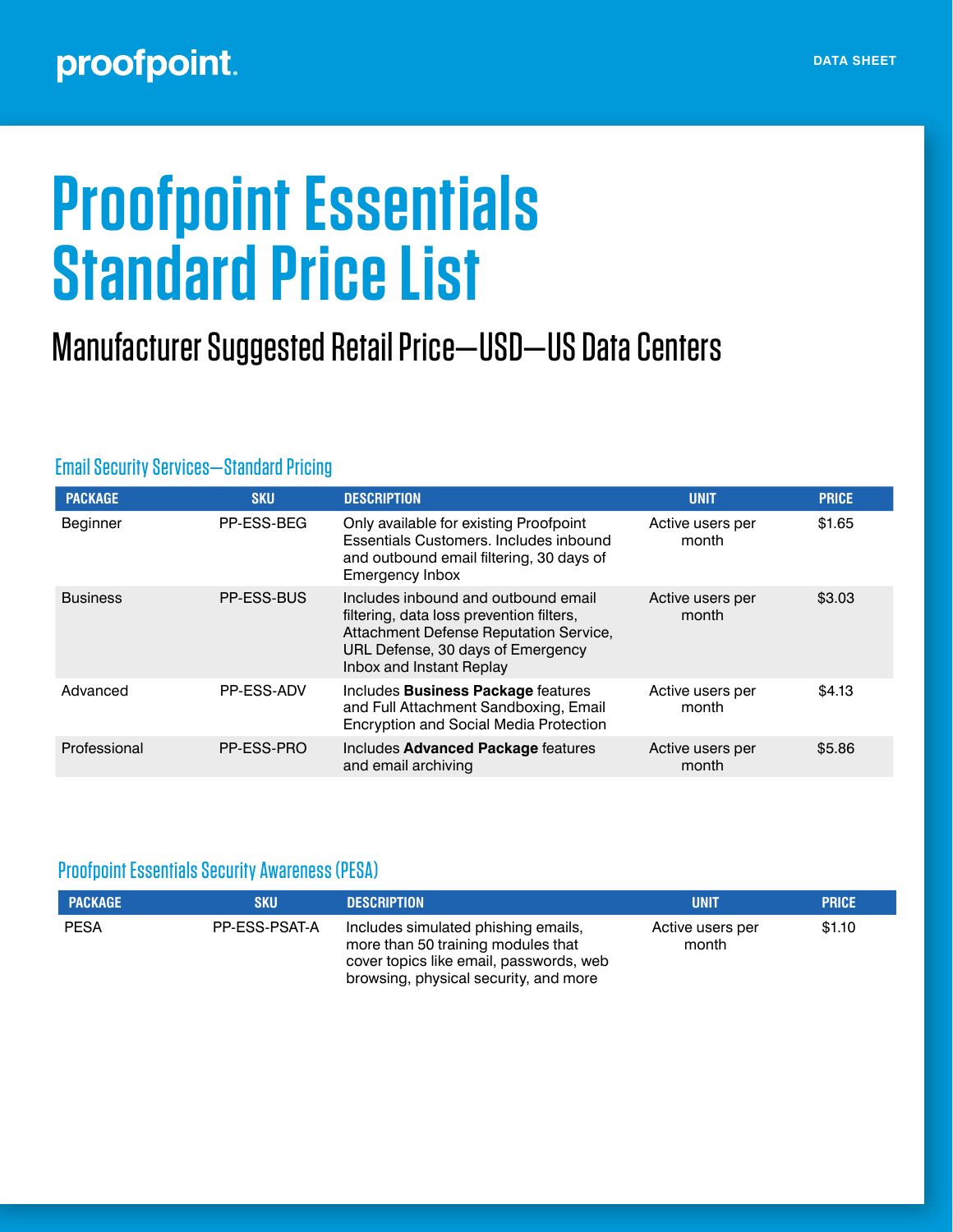proofpoint.

DATA SHEET

# Proofpoint Essentials Standard Price List

## Manufacturer Suggested Retail Price—USD—US Data Centers

### Email Security Services—Standard Pricing

| PACKAGE | SKU | DESCRIPTION | UNIT | PRICE |
|---|---|---|---|---|
| Beginner | PP-ESS-BEG | Only available for existing Proofpoint Essentials Customers. Includes inbound and outbound email filtering, 30 days of Emergency Inbox | Active users per month | $1.65 |
| Business | PP-ESS-BUS | Includes inbound and outbound email filtering, data loss prevention filters, Attachment Defense Reputation Service, URL Defense, 30 days of Emergency Inbox and Instant Replay | Active users per month | $3.03 |
| Advanced | PP-ESS-ADV | Includes **Business Package** features and Full Attachment Sandboxing, Email Encryption and Social Media Protection | Active users per month | $4.13 |
| Professional | PP-ESS-PRO | Includes **Advanced Package** features and email archiving | Active users per month | $5.86 |

### Proofpoint Essentials Security Awareness (PESA)

| PACKAGE | SKU | DESCRIPTION | UNIT | PRICE |
|---|---|---|---|---|
| PESA | PP-ESS-PSAT-A | Includes simulated phishing emails, more than 50 training modules that cover topics like email, passwords, web browsing, physical security, and more | Active users per month | $1.10 |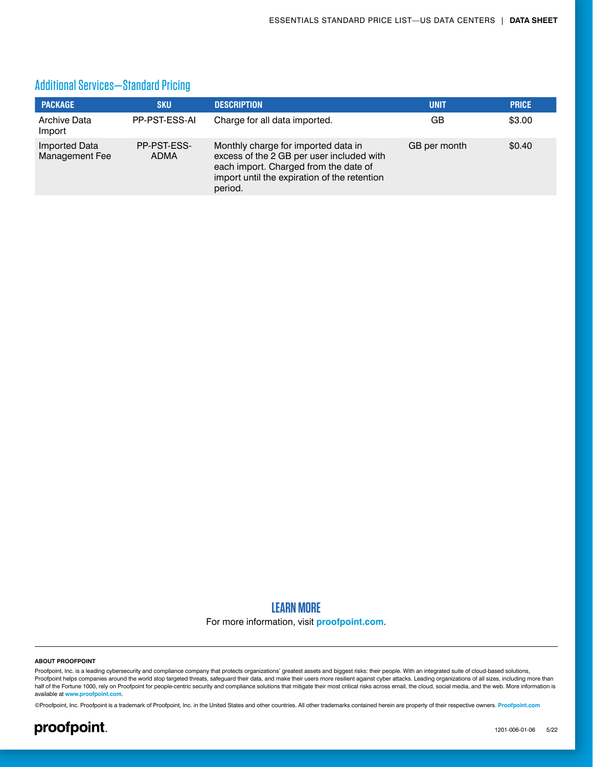## Additional Services—Standard Pricing

| PACKAGE | SKU | DESCRIPTION | UNIT | PRICE |
| --- | --- | --- | --- | --- |
| Archive Data Import | PP-PST-ESS-AI | Charge for all data imported. | GB | $3.00 |
| Imported Data Management Fee | PP-PST-ESS-ADMA | Monthly charge for imported data in excess of the 2 GB per user included with each import. Charged from the date of import until the expiration of the retention period. | GB per month | $0.40 |

## LEARN MORE

For more information, visit **proofpoint.com**.

**ABOUT PROOFPOINT**

Proofpoint, Inc. is a leading cybersecurity and compliance company that protects organizations' greatest assets and biggest risks: their people. With an integrated suite of cloud-based solutions, Proofpoint helps companies around the world stop targeted threats, safeguard their data, and make their users more resilient against cyber attacks. Leading organizations of all sizes, including more than half of the Fortune 1000, rely on Proofpoint for people-centric security and compliance solutions that mitigate their most critical risks across email, the cloud, social media, and the web. More information is available at **www.proofpoint.com**.

©Proofpoint, Inc. Proofpoint is a trademark of Proofpoint, Inc. in the United States and other countries. All other trademarks contained herein are property of their respective owners. **Proofpoint.com**

proofpoint.

1201-006-01-06 5/22